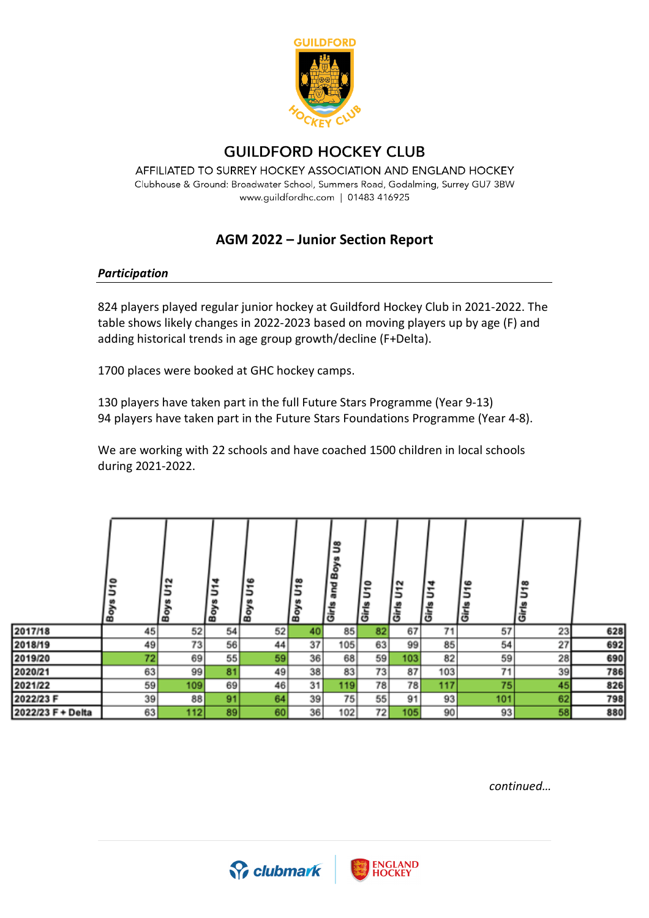# GUILDFORD HOCKEY CLUB

AFFILIATED TO SURREY HOCKEY ASSOCIATION AND ENGLAND HOCKEY

Clubhouse & Ground: Broadwater School, Summers Road, Godalming, Surrey GU7 3BW

www.guildfordhc.com | 01483 416925

## AGM 2022 – Junior Section Report

### *Participation*

824 players played regular junior hockey at Guildford Hockey Club in 2021-2022. The table shows likely changes in 2022-2023 based on moving players up by age (F) and adding historical trends in age group growth/decline (F+Delta).

1700 places were booked at GHC hockey camps.

130 players have taken part in the full Future Stars Programme (Year 9-13)
94 players have taken part in the Future Stars Foundations Programme (Year 4-8).

We are working with 22 schools and have coached 1500 children in local schools during 2021-2022.

| | Boys U10 | Boys U12 | Boys U14 | Boys U16 | Boys U18 | Girls and Boys U8 | Girls U10 | Girls U12 | Girls U14 | Girls U16 | Girls U18 | |
|---|---|---|---|---|---|---|---|---|---|---|---|---|
| **2017/18** | 45 | 52 | 54 | 52 | 40 | 85 | 82 | 67 | 71 | 57 | 23 | **628** |
| **2018/19** | 49 | 73 | 56 | 44 | 37 | 105 | 63 | 99 | 85 | 54 | 27 | **692** |
| **2019/20** | 72 | 69 | 55 | 59 | 36 | 68 | 59 | 103 | 82 | 59 | 28 | **690** |
| **2020/21** | 63 | 99 | 81 | 49 | 38 | 83 | 73 | 87 | 103 | 71 | 39 | **786** |
| **2021/22** | 59 | 109 | 69 | 46 | 31 | 119 | 78 | 78 | 117 | 75 | 45 | **826** |
| **2022/23 F** | 39 | 88 | 91 | 64 | 39 | 75 | 55 | 91 | 93 | 101 | 62 | **798** |
| **2022/23 F + Delta** | 63 | 112 | 89 | 60 | 36 | 102 | 72 | 105 | 90 | 93 | 58 | **880** |

*continued…*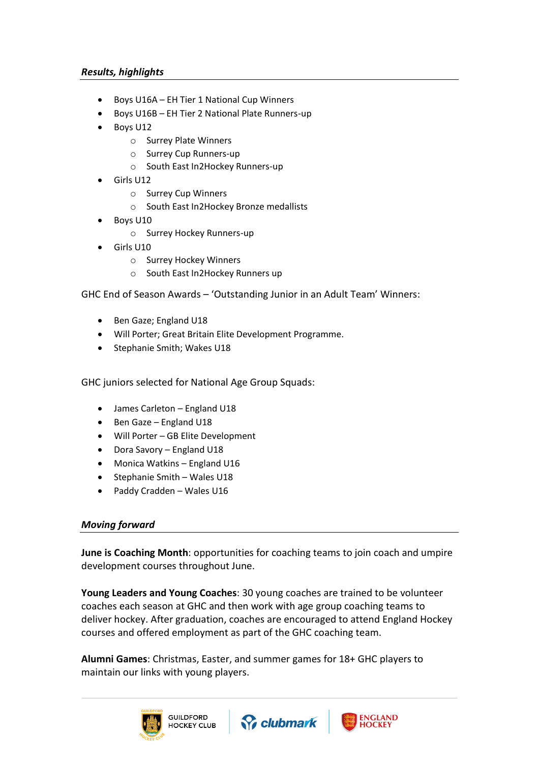### *Results, highlights*

- Boys U16A – EH Tier 1 National Cup Winners
- Boys U16B – EH Tier 2 National Plate Runners-up
- Boys U12
  - Surrey Plate Winners
  - Surrey Cup Runners-up
  - South East In2Hockey Runners-up
- Girls U12
  - Surrey Cup Winners
  - South East In2Hockey Bronze medallists
- Boys U10
  - Surrey Hockey Runners-up
- Girls U10
  - Surrey Hockey Winners
  - South East In2Hockey Runners up

GHC End of Season Awards – 'Outstanding Junior in an Adult Team' Winners:

- Ben Gaze; England U18
- Will Porter; Great Britain Elite Development Programme.
- Stephanie Smith; Wales U18

GHC juniors selected for National Age Group Squads:

- James Carleton – England U18
- Ben Gaze – England U18
- Will Porter – GB Elite Development
- Dora Savory – England U18
- Monica Watkins – England U16
- Stephanie Smith – Wales U18
- Paddy Cradden – Wales U16

### *Moving forward*

**June is Coaching Month**: opportunities for coaching teams to join coach and umpire development courses throughout June.

**Young Leaders and Young Coaches**: 30 young coaches are trained to be volunteer coaches each season at GHC and then work with age group coaching teams to deliver hockey. After graduation, coaches are encouraged to attend England Hockey courses and offered employment as part of the GHC coaching team.

**Alumni Games**: Christmas, Easter, and summer games for 18+ GHC players to maintain our links with young players.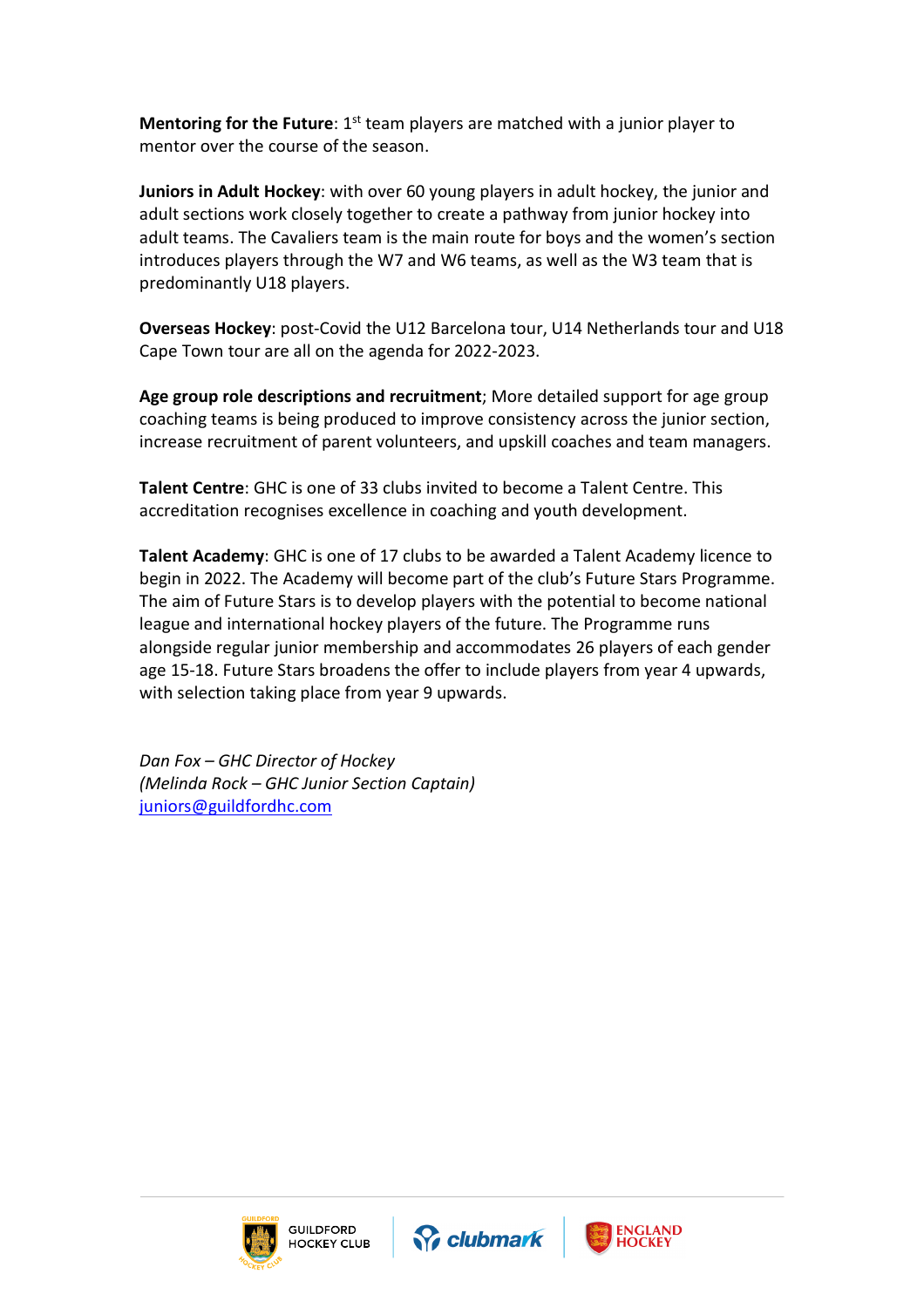**Mentoring for the Future**: 1st team players are matched with a junior player to mentor over the course of the season.

**Juniors in Adult Hockey**: with over 60 young players in adult hockey, the junior and adult sections work closely together to create a pathway from junior hockey into adult teams. The Cavaliers team is the main route for boys and the women's section introduces players through the W7 and W6 teams, as well as the W3 team that is predominantly U18 players.

**Overseas Hockey**: post-Covid the U12 Barcelona tour, U14 Netherlands tour and U18 Cape Town tour are all on the agenda for 2022-2023.

**Age group role descriptions and recruitment**; More detailed support for age group coaching teams is being produced to improve consistency across the junior section, increase recruitment of parent volunteers, and upskill coaches and team managers.

**Talent Centre**: GHC is one of 33 clubs invited to become a Talent Centre. This accreditation recognises excellence in coaching and youth development.

**Talent Academy**: GHC is one of 17 clubs to be awarded a Talent Academy licence to begin in 2022. The Academy will become part of the club's Future Stars Programme. The aim of Future Stars is to develop players with the potential to become national league and international hockey players of the future. The Programme runs alongside regular junior membership and accommodates 26 players of each gender age 15-18. Future Stars broadens the offer to include players from year 4 upwards, with selection taking place from year 9 upwards.

*Dan Fox – GHC Director of Hockey*
*(Melinda Rock – GHC Junior Section Captain)*
[juniors@guildfordhc.com](mailto:juniors@guildfordhc.com)